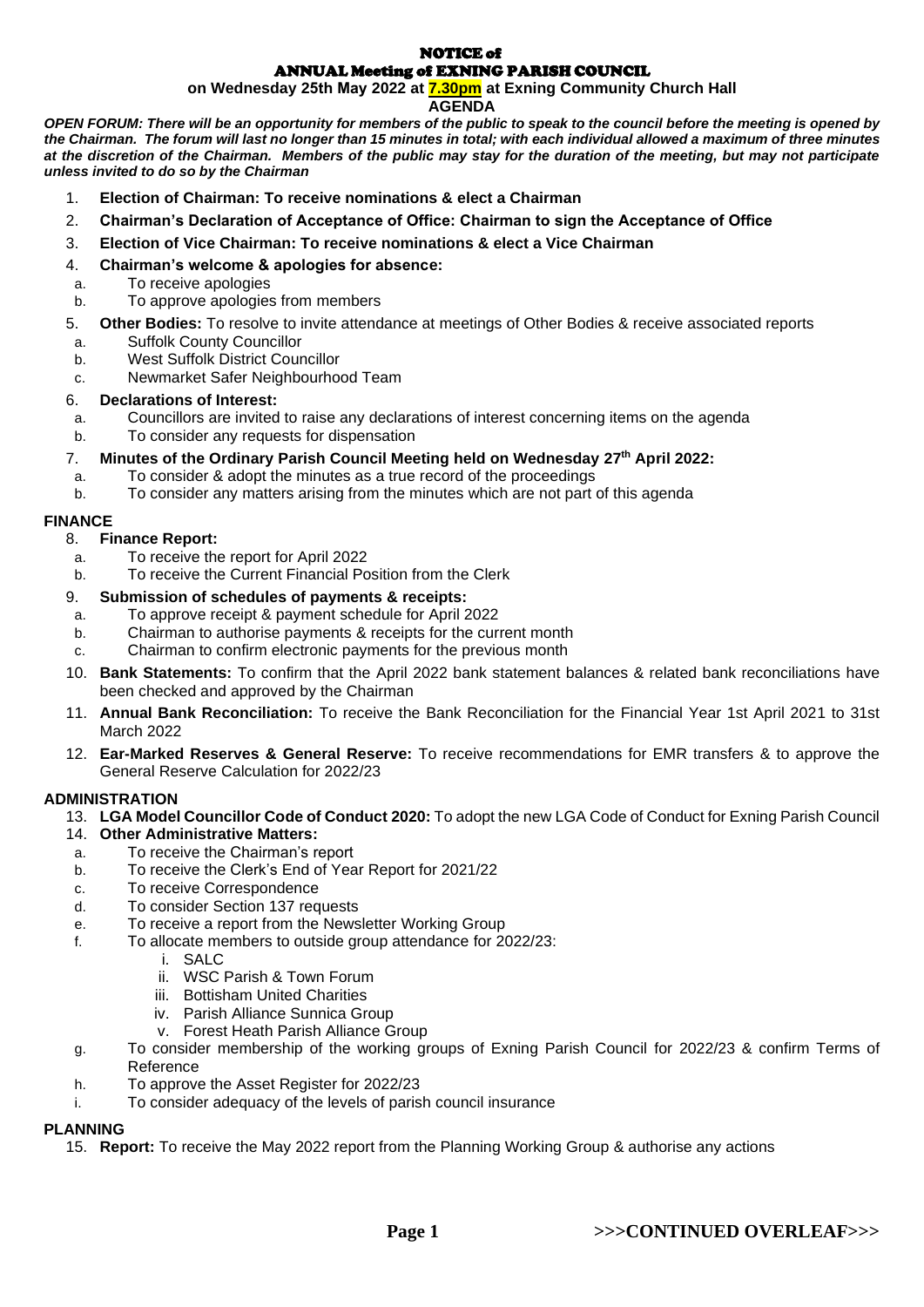# NOTICE of

# ANNUAL Meeting of EXNING PARISH COUNCIL

**on Wednesday 25th May 2022 at 7.30pm at Exning Community Church Hall**

**AGENDA**

***OPEN FORUM: There will be an opportunity for members of the public to speak to the council before the meeting is opened by the Chairman. The forum will last no longer than 15 minutes in total; with each individual allowed a maximum of three minutes at the discretion of the Chairman. Members of the public may stay for the duration of the meeting, but may not participate unless invited to do so by the Chairman***

1. **Election of Chairman: To receive nominations & elect a Chairman**
2. **Chairman's Declaration of Acceptance of Office: Chairman to sign the Acceptance of Office**
3. **Election of Vice Chairman: To receive nominations & elect a Vice Chairman**
4. **Chairman's welcome & apologies for absence:**
   a. To receive apologies
   b. To approve apologies from members
5. **Other Bodies:** To resolve to invite attendance at meetings of Other Bodies & receive associated reports
   a. Suffolk County Councillor
   b. West Suffolk District Councillor
   c. Newmarket Safer Neighbourhood Team
6. **Declarations of Interest:**
   a. Councillors are invited to raise any declarations of interest concerning items on the agenda
   b. To consider any requests for dispensation
7. **Minutes of the Ordinary Parish Council Meeting held on Wednesday 27th April 2022:**
   a. To consider & adopt the minutes as a true record of the proceedings
   b. To consider any matters arising from the minutes which are not part of this agenda

## FINANCE

8. **Finance Report:**
   a. To receive the report for April 2022
   b. To receive the Current Financial Position from the Clerk
9. **Submission of schedules of payments & receipts:**
   a. To approve receipt & payment schedule for April 2022
   b. Chairman to authorise payments & receipts for the current month
   c. Chairman to confirm electronic payments for the previous month
10. **Bank Statements:** To confirm that the April 2022 bank statement balances & related bank reconciliations have been checked and approved by the Chairman
11. **Annual Bank Reconciliation:** To receive the Bank Reconciliation for the Financial Year 1st April 2021 to 31st March 2022
12. **Ear-Marked Reserves & General Reserve:** To receive recommendations for EMR transfers & to approve the General Reserve Calculation for 2022/23

## ADMINISTRATION

13. **LGA Model Councillor Code of Conduct 2020:** To adopt the new LGA Code of Conduct for Exning Parish Council
14. **Other Administrative Matters:**
   a. To receive the Chairman's report
   b. To receive the Clerk's End of Year Report for 2021/22
   c. To receive Correspondence
   d. To consider Section 137 requests
   e. To receive a report from the Newsletter Working Group
   f. To allocate members to outside group attendance for 2022/23:
      i. SALC
      ii. WSC Parish & Town Forum
      iii. Bottisham United Charities
      iv. Parish Alliance Sunnica Group
      v. Forest Heath Parish Alliance Group
   g. To consider membership of the working groups of Exning Parish Council for 2022/23 & confirm Terms of Reference
   h. To approve the Asset Register for 2022/23
   i. To consider adequacy of the levels of parish council insurance

## PLANNING

15. **Report:** To receive the May 2022 report from the Planning Working Group & authorise any actions

**>>>CONTINUED OVERLEAF>>>**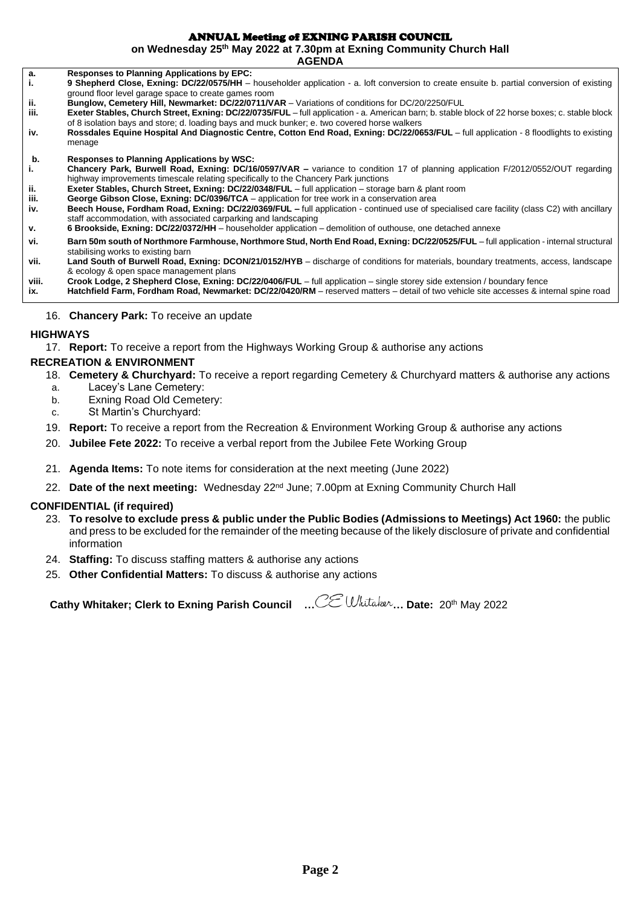# ANNUAL Meeting of EXNING PARISH COUNCIL

**on Wednesday 25th May 2022 at 7.30pm at Exning Community Church Hall**

**AGENDA**

**a. Responses to Planning Applications by EPC:**

i. **9 Shepherd Close, Exning: DC/22/0575/HH** – householder application - a. loft conversion to create ensuite b. partial conversion of existing ground floor level garage space to create games room

ii. **Bunglow, Cemetery Hill, Newmarket: DC/22/0711/VAR** – Variations of conditions for DC/20/2250/FUL

iii. **Exeter Stables, Church Street, Exning: DC/22/0735/FUL** – full application - a. American barn; b. stable block of 22 horse boxes; c. stable block of 8 isolation bays and store; d. loading bays and muck bunker; e. two covered horse walkers

iv. **Rossdales Equine Hospital And Diagnostic Centre, Cotton End Road, Exning: DC/22/0653/FUL** – full application - 8 floodlights to existing menage

**b. Responses to Planning Applications by WSC:**

i. **Chancery Park, Burwell Road, Exning: DC/16/0597/VAR –** variance to condition 17 of planning application F/2012/0552/OUT regarding highway improvements timescale relating specifically to the Chancery Park junctions

ii. **Exeter Stables, Church Street, Exning: DC/22/0348/FUL** – full application – storage barn & plant room

iii. **George Gibson Close, Exning: DC/0396/TCA** – application for tree work in a conservation area

iv. **Beech House, Fordham Road, Exning: DC/22/0369/FUL –** full application - continued use of specialised care facility (class C2) with ancillary staff accommodation, with associated carparking and landscaping

v. **6 Brookside, Exning: DC/22/0372/HH** – householder application – demolition of outhouse, one detached annexe

vi. **Barn 50m south of Northmore Farmhouse, Northmore Stud, North End Road, Exning: DC/22/0525/FUL** – full application - internal structural stabilising works to existing barn

vii. **Land South of Burwell Road, Exning: DCON/21/0152/HYB** – discharge of conditions for materials, boundary treatments, access, landscape & ecology & open space management plans

viii. **Crook Lodge, 2 Shepherd Close, Exning: DC/22/0406/FUL** – full application – single storey side extension / boundary fence

ix. **Hatchfield Farm, Fordham Road, Newmarket: DC/22/0420/RM** – reserved matters – detail of two vehicle site accesses & internal spine road

16. **Chancery Park:** To receive an update

## HIGHWAYS

17. **Report:** To receive a report from the Highways Working Group & authorise any actions

## RECREATION & ENVIRONMENT

18. **Cemetery & Churchyard:** To receive a report regarding Cemetery & Churchyard matters & authorise any actions
    a. Lacey's Lane Cemetery:
    b. Exning Road Old Cemetery:
    c. St Martin's Churchyard:
19. **Report:** To receive a report from the Recreation & Environment Working Group & authorise any actions
20. **Jubilee Fete 2022:** To receive a verbal report from the Jubilee Fete Working Group
21. **Agenda Items:** To note items for consideration at the next meeting (June 2022)
22. **Date of the next meeting:** Wednesday 22nd June; 7.00pm at Exning Community Church Hall

## CONFIDENTIAL (if required)

23. **To resolve to exclude press & public under the Public Bodies (Admissions to Meetings) Act 1960:** the public and press to be excluded for the remainder of the meeting because of the likely disclosure of private and confidential information
24. **Staffing:** To discuss staffing matters & authorise any actions
25. **Other Confidential Matters:** To discuss & authorise any actions

**Cathy Whitaker; Clerk to Exning Parish Council …**CE Whitaker**… Date:** 20th May 2022